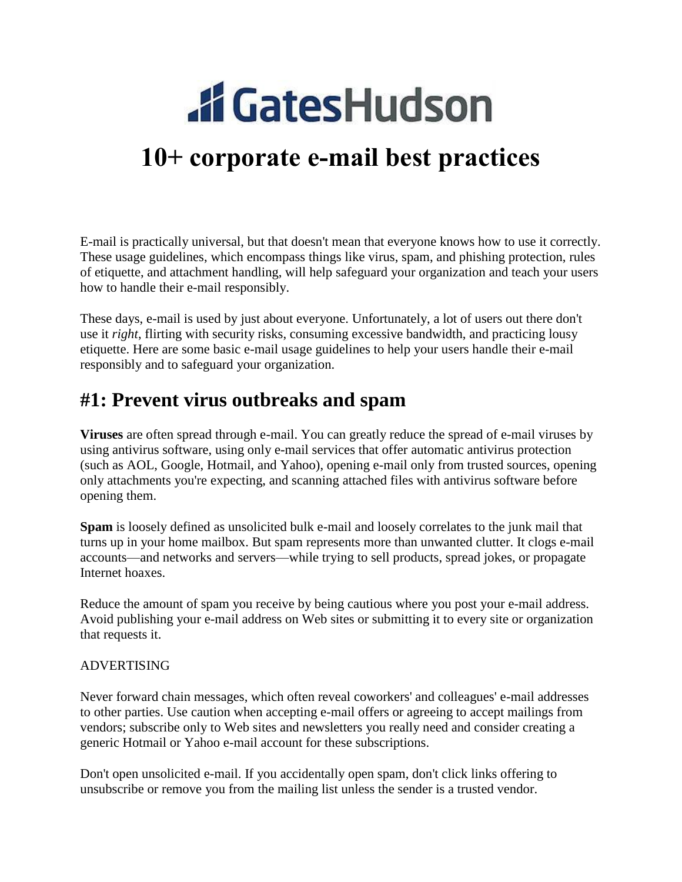# GatesHudson

# 10+ corporate e-mail best practices

E-mail is practically universal, but that doesn't mean that everyone knows how to use it correctly. These usage guidelines, which encompass things like virus, spam, and phishing protection, rules of etiquette, and attachment handling, will help safeguard your organization and teach your users how to handle their e-mail responsibly.

These days, e-mail is used by just about everyone. Unfortunately, a lot of users out there don't use it *right*, flirting with security risks, consuming excessive bandwidth, and practicing lousy etiquette. Here are some basic e-mail usage guidelines to help your users handle their e-mail responsibly and to safeguard your organization.

## #1: Prevent virus outbreaks and spam

**Viruses** are often spread through e-mail. You can greatly reduce the spread of e-mail viruses by using antivirus software, using only e-mail services that offer automatic antivirus protection (such as AOL, Google, Hotmail, and Yahoo), opening e-mail only from trusted sources, opening only attachments you're expecting, and scanning attached files with antivirus software before opening them.

**Spam** is loosely defined as unsolicited bulk e-mail and loosely correlates to the junk mail that turns up in your home mailbox. But spam represents more than unwanted clutter. It clogs e-mail accounts—and networks and servers—while trying to sell products, spread jokes, or propagate Internet hoaxes.

Reduce the amount of spam you receive by being cautious where you post your e-mail address. Avoid publishing your e-mail address on Web sites or submitting it to every site or organization that requests it.

ADVERTISING

Never forward chain messages, which often reveal coworkers' and colleagues' e-mail addresses to other parties. Use caution when accepting e-mail offers or agreeing to accept mailings from vendors; subscribe only to Web sites and newsletters you really need and consider creating a generic Hotmail or Yahoo e-mail account for these subscriptions.

Don't open unsolicited e-mail. If you accidentally open spam, don't click links offering to unsubscribe or remove you from the mailing list unless the sender is a trusted vendor.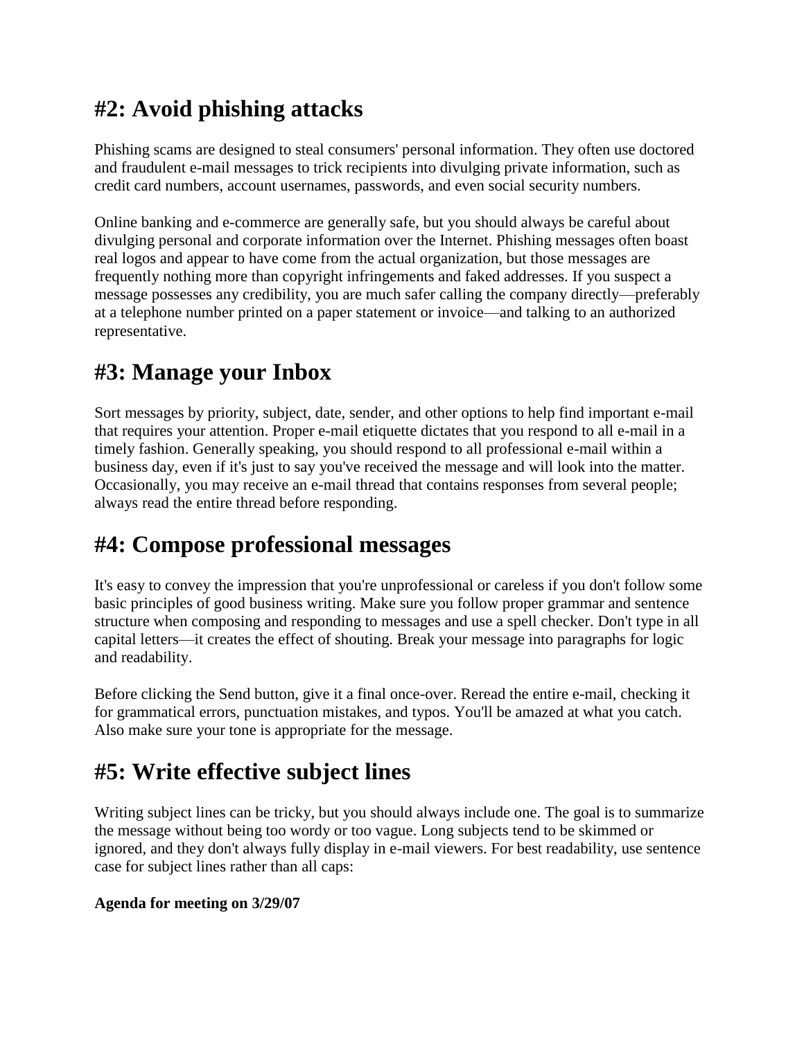## #2: Avoid phishing attacks

Phishing scams are designed to steal consumers' personal information. They often use doctored and fraudulent e-mail messages to trick recipients into divulging private information, such as credit card numbers, account usernames, passwords, and even social security numbers.

Online banking and e-commerce are generally safe, but you should always be careful about divulging personal and corporate information over the Internet. Phishing messages often boast real logos and appear to have come from the actual organization, but those messages are frequently nothing more than copyright infringements and faked addresses. If you suspect a message possesses any credibility, you are much safer calling the company directly—preferably at a telephone number printed on a paper statement or invoice—and talking to an authorized representative.

## #3: Manage your Inbox

Sort messages by priority, subject, date, sender, and other options to help find important e-mail that requires your attention. Proper e-mail etiquette dictates that you respond to all e-mail in a timely fashion. Generally speaking, you should respond to all professional e-mail within a business day, even if it's just to say you've received the message and will look into the matter. Occasionally, you may receive an e-mail thread that contains responses from several people; always read the entire thread before responding.

## #4: Compose professional messages

It's easy to convey the impression that you're unprofessional or careless if you don't follow some basic principles of good business writing. Make sure you follow proper grammar and sentence structure when composing and responding to messages and use a spell checker. Don't type in all capital letters—it creates the effect of shouting. Break your message into paragraphs for logic and readability.

Before clicking the Send button, give it a final once-over. Reread the entire e-mail, checking it for grammatical errors, punctuation mistakes, and typos. You'll be amazed at what you catch. Also make sure your tone is appropriate for the message.

## #5: Write effective subject lines

Writing subject lines can be tricky, but you should always include one. The goal is to summarize the message without being too wordy or too vague. Long subjects tend to be skimmed or ignored, and they don't always fully display in e-mail viewers. For best readability, use sentence case for subject lines rather than all caps:

**Agenda for meeting on 3/29/07**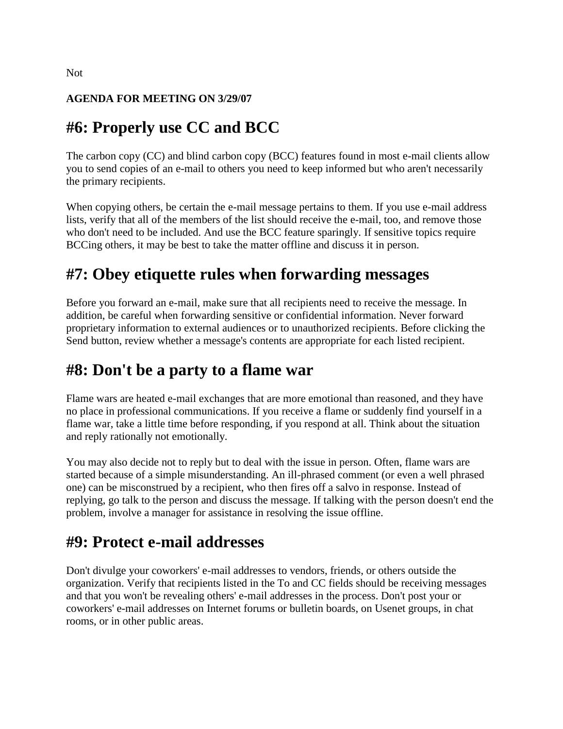Not

**AGENDA FOR MEETING ON 3/29/07**

## #6: Properly use CC and BCC

The carbon copy (CC) and blind carbon copy (BCC) features found in most e-mail clients allow you to send copies of an e-mail to others you need to keep informed but who aren't necessarily the primary recipients.

When copying others, be certain the e-mail message pertains to them. If you use e-mail address lists, verify that all of the members of the list should receive the e-mail, too, and remove those who don't need to be included. And use the BCC feature sparingly. If sensitive topics require BCCing others, it may be best to take the matter offline and discuss it in person.

## #7: Obey etiquette rules when forwarding messages

Before you forward an e-mail, make sure that all recipients need to receive the message. In addition, be careful when forwarding sensitive or confidential information. Never forward proprietary information to external audiences or to unauthorized recipients. Before clicking the Send button, review whether a message's contents are appropriate for each listed recipient.

## #8: Don't be a party to a flame war

Flame wars are heated e-mail exchanges that are more emotional than reasoned, and they have no place in professional communications. If you receive a flame or suddenly find yourself in a flame war, take a little time before responding, if you respond at all. Think about the situation and reply rationally not emotionally.

You may also decide not to reply but to deal with the issue in person. Often, flame wars are started because of a simple misunderstanding. An ill-phrased comment (or even a well phrased one) can be misconstrued by a recipient, who then fires off a salvo in response. Instead of replying, go talk to the person and discuss the message. If talking with the person doesn't end the problem, involve a manager for assistance in resolving the issue offline.

## #9: Protect e-mail addresses

Don't divulge your coworkers' e-mail addresses to vendors, friends, or others outside the organization. Verify that recipients listed in the To and CC fields should be receiving messages and that you won't be revealing others' e-mail addresses in the process. Don't post your or coworkers' e-mail addresses on Internet forums or bulletin boards, on Usenet groups, in chat rooms, or in other public areas.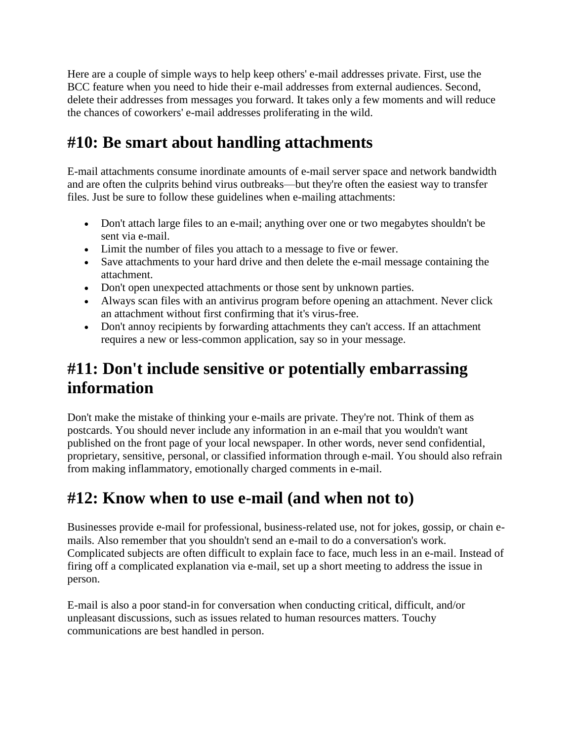Here are a couple of simple ways to help keep others' e-mail addresses private. First, use the BCC feature when you need to hide their e-mail addresses from external audiences. Second, delete their addresses from messages you forward. It takes only a few moments and will reduce the chances of coworkers' e-mail addresses proliferating in the wild.

## #10: Be smart about handling attachments

E-mail attachments consume inordinate amounts of e-mail server space and network bandwidth and are often the culprits behind virus outbreaks—but they're often the easiest way to transfer files. Just be sure to follow these guidelines when e-mailing attachments:

- Don't attach large files to an e-mail; anything over one or two megabytes shouldn't be sent via e-mail.
- Limit the number of files you attach to a message to five or fewer.
- Save attachments to your hard drive and then delete the e-mail message containing the attachment.
- Don't open unexpected attachments or those sent by unknown parties.
- Always scan files with an antivirus program before opening an attachment. Never click an attachment without first confirming that it's virus-free.
- Don't annoy recipients by forwarding attachments they can't access. If an attachment requires a new or less-common application, say so in your message.

## #11: Don't include sensitive or potentially embarrassing information

Don't make the mistake of thinking your e-mails are private. They're not. Think of them as postcards. You should never include any information in an e-mail that you wouldn't want published on the front page of your local newspaper. In other words, never send confidential, proprietary, sensitive, personal, or classified information through e-mail. You should also refrain from making inflammatory, emotionally charged comments in e-mail.

## #12: Know when to use e-mail (and when not to)

Businesses provide e-mail for professional, business-related use, not for jokes, gossip, or chain e-mails. Also remember that you shouldn't send an e-mail to do a conversation's work. Complicated subjects are often difficult to explain face to face, much less in an e-mail. Instead of firing off a complicated explanation via e-mail, set up a short meeting to address the issue in person.

E-mail is also a poor stand-in for conversation when conducting critical, difficult, and/or unpleasant discussions, such as issues related to human resources matters. Touchy communications are best handled in person.